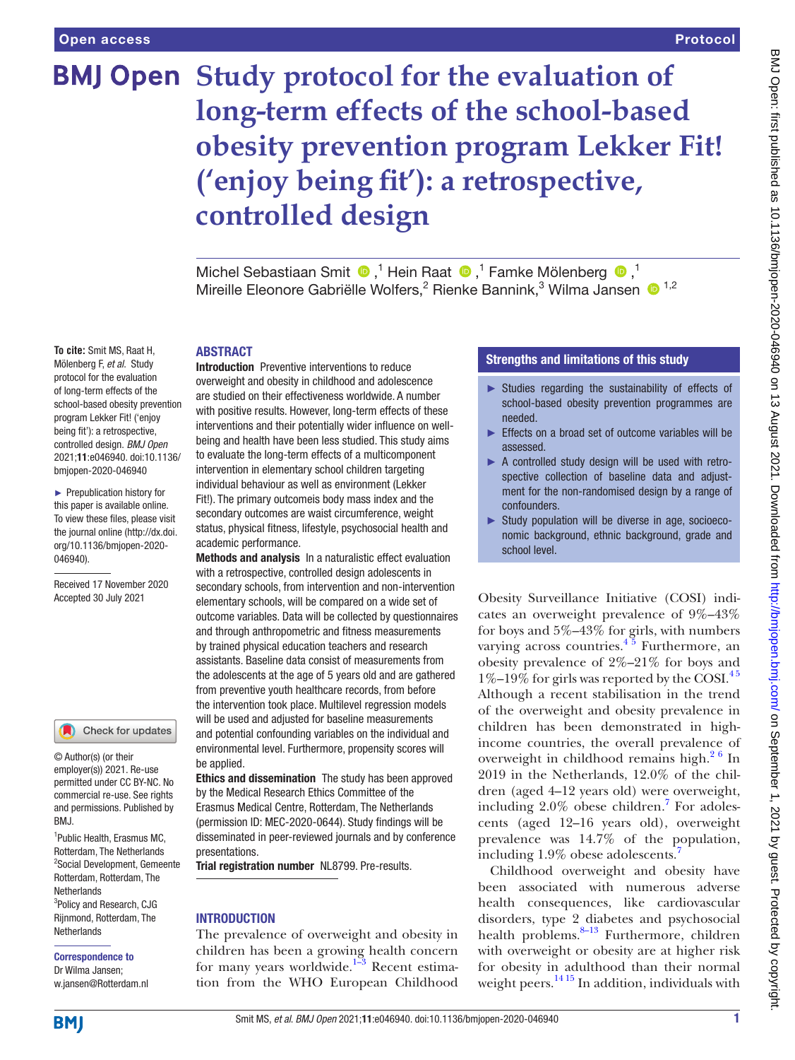# Study protocol for the evaluation of long-term effects of the school-based obesity prevention program Lekker Fit! ('enjoy being fit'): a retrospective, controlled design

Michel Sebastiaan Smit [1], Hein Raat [1], Famke Mölenberg [1], Mireille Eleonore Gabriëlle Wolfers [2], Rienke Bannink [3], Wilma Jansen [1,2]

**To cite:** Smit MS, Raat H, Mölenberg F, *et al.* Study protocol for the evaluation of long-term effects of the school-based obesity prevention program Lekker Fit! ('enjoy being fit'): a retrospective, controlled design. *BMJ Open* 2021;**11**:e046940. doi:10.1136/bmjopen-2020-046940

► Prepublication history for this paper is available online. To view these files, please visit the journal online (http://dx.doi.org/10.1136/bmjopen-2020-046940).

Received 17 November 2020
Accepted 30 July 2021

© Author(s) (or their employer(s)) 2021. Re-use permitted under CC BY-NC. No commercial re-use. See rights and permissions. Published by BMJ.

[1] Public Health, Erasmus MC, Rotterdam, The Netherlands
[2] Social Development, Gemeente Rotterdam, Rotterdam, The Netherlands
[3] Policy and Research, CJG Rijnmond, Rotterdam, The Netherlands

**Correspondence to**
Dr Wilma Jansen;
w.jansen@Rotterdam.nl

## ABSTRACT

**Introduction** Preventive interventions to reduce overweight and obesity in childhood and adolescence are studied on their effectiveness worldwide. A number with positive results. However, long-term effects of these interventions and their potentially wider influence on well-being and health have been less studied. This study aims to evaluate the long-term effects of a multicomponent intervention in elementary school children targeting individual behaviour as well as environment (Lekker Fit!). The primary outcomeis body mass index and the secondary outcomes are waist circumference, weight status, physical fitness, lifestyle, psychosocial health and academic performance.

**Methods and analysis** In a naturalistic effect evaluation with a retrospective, controlled design adolescents in secondary schools, from intervention and non-intervention elementary schools, will be compared on a wide set of outcome variables. Data will be collected by questionnaires and through anthropometric and fitness measurements by trained physical education teachers and research assistants. Baseline data consist of measurements from the adolescents at the age of 5 years old and are gathered from preventive youth healthcare records, from before the intervention took place. Multilevel regression models will be used and adjusted for baseline measurements and potential confounding variables on the individual and environmental level. Furthermore, propensity scores will be applied.

**Ethics and dissemination** The study has been approved by the Medical Research Ethics Committee of the Erasmus Medical Centre, Rotterdam, The Netherlands (permission ID: MEC-2020-0644). Study findings will be disseminated in peer-reviewed journals and by conference presentations.

**Trial registration number** NL8799. Pre-results.

### Strengths and limitations of this study

- ► Studies regarding the sustainability of effects of school-based obesity prevention programmes are needed.
- ► Effects on a broad set of outcome variables will be assessed.
- ► A controlled study design will be used with retrospective collection of baseline data and adjustment for the non-randomised design by a range of confounders.
- ► Study population will be diverse in age, socioeconomic background, ethnic background, grade and school level.

## INTRODUCTION

The prevalence of overweight and obesity in children has been a growing health concern for many years worldwide.[1–3] Recent estimation from the WHO European Childhood Obesity Surveillance Initiative (COSI) indicates an overweight prevalence of 9%–43% for boys and 5%–43% for girls, with numbers varying across countries.[4 5] Furthermore, an obesity prevalence of 2%–21% for boys and 1%–19% for girls was reported by the COSI.[4 5] Although a recent stabilisation in the trend of the overweight and obesity prevalence in children has been demonstrated in high-income countries, the overall prevalence of overweight in childhood remains high.[2 6] In 2019 in the Netherlands, 12.0% of the children (aged 4–12 years old) were overweight, including 2.0% obese children.[7] For adolescents (aged 12–16 years old), overweight prevalence was 14.7% of the population, including 1.9% obese adolescents.[7]

Childhood overweight and obesity have been associated with numerous adverse health consequences, like cardiovascular disorders, type 2 diabetes and psychosocial health problems.[8–13] Furthermore, children with overweight or obesity are at higher risk for obesity in adulthood than their normal weight peers.[14 15] In addition, individuals with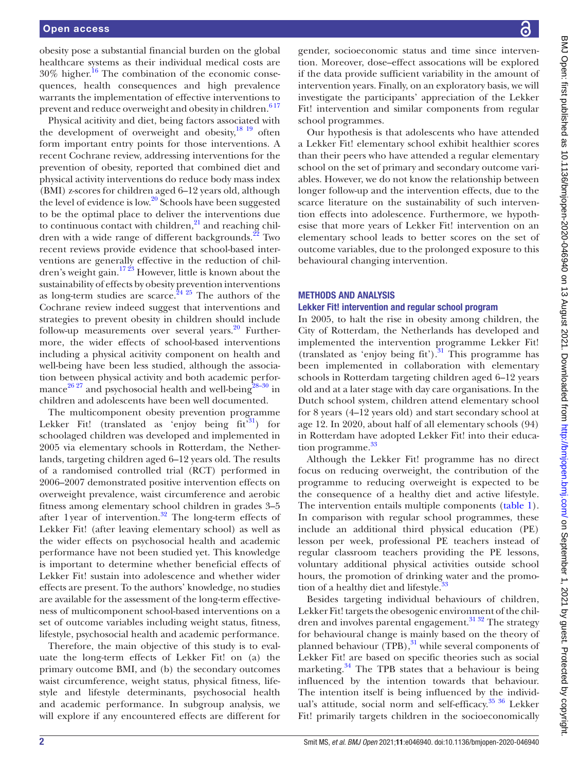obesity pose a substantial financial burden on the global healthcare systems as their individual medical costs are 30% higher.[16] The combination of the economic consequences, health consequences and high prevalence warrants the implementation of effective interventions to prevent and reduce overweight and obesity in children.[6 17]

Physical acitivity and diet, being factors associated with the development of overweight and obesity,[18 19] often form important entry points for those interventions. A recent Cochrane review, addressing interventions for the prevention of obesity, reported that combined diet and physical activity interventions do reduce body mass index (BMI) z-scores for children aged 6–12 years old, although the level of evidence is low.[20] Schools have been suggested to be the optimal place to deliver the interventions due to continuous contact with children,[21] and reaching children with a wide range of different backgrounds.[22] Two recent reviews provide evidence that school-based interventions are generally effective in the reduction of children's weight gain.[17 23] However, little is known about the sustainability of effects by obesity prevention interventions as long-term studies are scarce.[24 25] The authors of the Cochrane review indeed suggest that interventions and strategies to prevent obesity in children should include follow-up measurements over several years.[20] Furthermore, the wider effects of school-based interventions including a physical acitivity component on health and well-being have been less studied, although the association between physical activity and both academic performance[26 27] and psychosocial health and well-being[28–30] in children and adolescents have been well documented.

The multicomponent obesity prevention programme Lekker Fit! (translated as 'enjoy being fit'[31]) for schoolaged children was developed and implemented in 2005 via elementary schools in Rotterdam, the Netherlands, targeting children aged 6–12 years old. The results of a randomised controlled trial (RCT) performed in 2006–2007 demonstrated positive intervention effects on overweight prevalence, waist circumference and aerobic fitness among elementary school children in grades 3–5 after 1 year of intervention.[32] The long-term effects of Lekker Fit! (after leaving elementary school) as well as the wider effects on psychosocial health and academic performance have not been studied yet. This knowledge is important to determine whether beneficial effects of Lekker Fit! sustain into adolescence and whether wider effects are present. To the authors' knowledge, no studies are available for the assessment of the long-term effectiveness of multicomponent school-based interventions on a set of outcome variables including weight status, fitness, lifestyle, psychosocial health and academic performance.

Therefore, the main objective of this study is to evaluate the long-term effects of Lekker Fit! on (a) the primary outcome BMI, and (b) the secondary outcomes waist circumference, weight status, physical fitness, lifestyle and lifestyle determinants, psychosocial health and academic performance. In subgroup analysis, we will explore if any encountered effects are different for gender, socioeconomic status and time since intervention. Moreover, dose–effect assocations will be explored if the data provide sufficient variability in the amount of intervention years. Finally, on an exploratory basis, we will investigate the participants' appreciation of the Lekker Fit! intervention and similar components from regular school programmes.

Our hypothesis is that adolescents who have attended a Lekker Fit! elementary school exhibit healthier scores than their peers who have attended a regular elementary school on the set of primary and secondary outcome variables. However, we do not know the relationship between longer follow-up and the intervention effects, due to the scarce literature on the sustainability of such intervention effects into adolescence. Furthermore, we hypothesise that more years of Lekker Fit! intervention on an elementary school leads to better scores on the set of outcome variables, due to the prolonged exposure to this behavioural changing intervention.

## METHODS AND ANALYSIS

### Lekker Fit! intervention and regular school program

In 2005, to halt the rise in obesity among children, the City of Rotterdam, the Netherlands has developed and implemented the intervention programme Lekker Fit! (translated as 'enjoy being fit').[31] This programme has been implemented in collaboration with elementary schools in Rotterdam targeting children aged 6–12 years old and at a later stage with day care organisations. In the Dutch school system, children attend elementary school for 8 years (4–12 years old) and start secondary school at age 12. In 2020, about half of all elementary schools (94) in Rotterdam have adopted Lekker Fit! into their education programme.[33]

Although the Lekker Fit! programme has no direct focus on reducing overweight, the contribution of the programme to reducing overweight is expected to be the consequence of a healthy diet and active lifestyle. The intervention entails multiple components (table 1). In comparison with regular school programmes, these include an additional third physical education (PE) lesson per week, professional PE teachers instead of regular classroom teachers providing the PE lessons, voluntary additional physical activities outside school hours, the promotion of drinking water and the promotion of a healthy diet and lifestyle.[33]

Besides targeting individual behaviours of children, Lekker Fit! targets the obesogenic environment of the children and involves parental engagement.[31 32] The strategy for behavioural change is mainly based on the theory of planned behaviour (TPB),[31] while several components of Lekker Fit! are based on specific theories such as social marketing.[34] The TPB states that a behaviour is being influenced by the intention towards that behaviour. The intention itself is being influenced by the individual's attitude, social norm and self-efficacy.[35 36] Lekker Fit! primarily targets children in the socioeconomically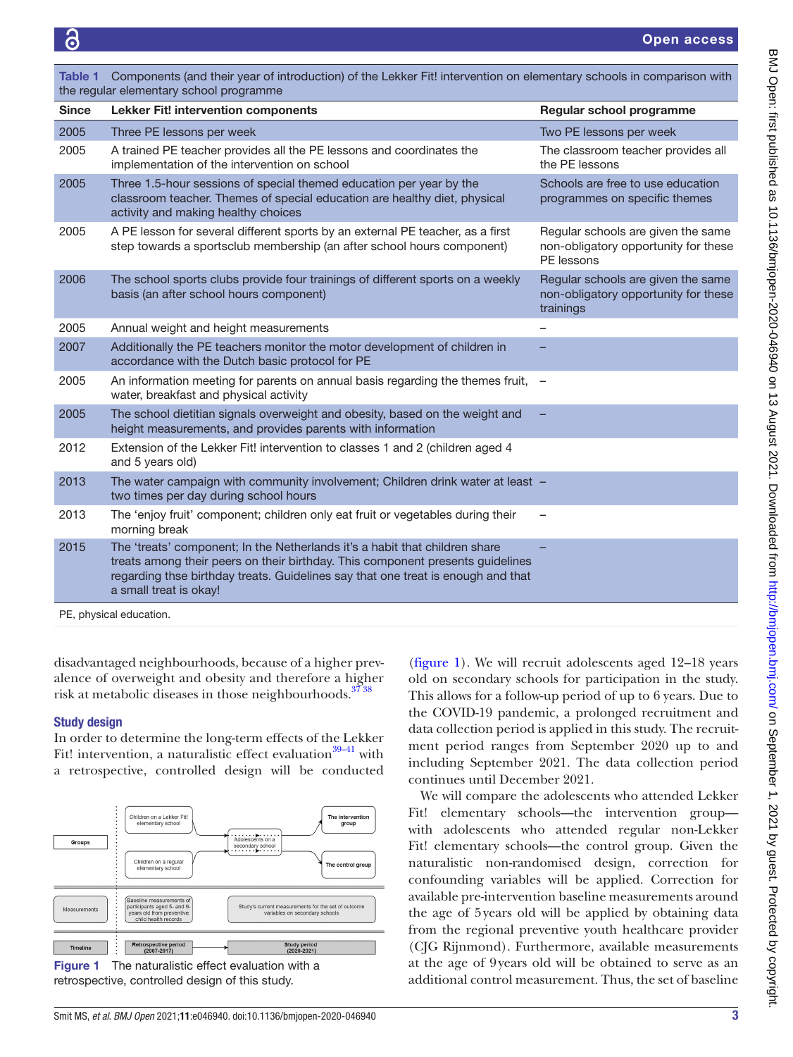Table 1 Components (and their year of introduction) of the Lekker Fit! intervention on elementary schools in comparison with the regular elementary school programme

| Since | Lekker Fit! intervention components | Regular school programme |
|---|---|---|
| 2005 | Three PE lessons per week | Two PE lessons per week |
| 2005 | A trained PE teacher provides all the PE lessons and coordinates the implementation of the intervention on school | The classroom teacher provides all the PE lessons |
| 2005 | Three 1.5-hour sessions of special themed education per year by the classroom teacher. Themes of special education are healthy diet, physical activity and making healthy choices | Schools are free to use education programmes on specific themes |
| 2005 | A PE lesson for several different sports by an external PE teacher, as a first step towards a sportsclub membership (an after school hours component) | Regular schools are given the same non-obligatory opportunity for these PE lessons |
| 2006 | The school sports clubs provide four trainings of different sports on a weekly basis (an after school hours component) | Regular schools are given the same non-obligatory opportunity for these trainings |
| 2005 | Annual weight and height measurements | – |
| 2007 | Additionally the PE teachers monitor the motor development of children in accordance with the Dutch basic protocol for PE | – |
| 2005 | An information meeting for parents on annual basis regarding the themes fruit, water, breakfast and physical activity | – |
| 2005 | The school dietitian signals overweight and obesity, based on the weight and height measurements, and provides parents with information | – |
| 2012 | Extension of the Lekker Fit! intervention to classes 1 and 2 (children aged 4 and 5 years old) | |
| 2013 | The water campaign with community involvement; Children drink water at least two times per day during school hours | – |
| 2013 | The 'enjoy fruit' component; children only eat fruit or vegetables during their morning break | – |
| 2015 | The 'treats' component; In the Netherlands it's a habit that children share treats among their peers on their birthday. This component presents guidelines regarding thse birthday treats. Guidelines say that one treat is enough and that a small treat is okay! | – |

PE, physical education.

disadvantaged neighbourhoods, because of a higher prevalence of overweight and obesity and therefore a higher risk at metabolic diseases in those neighbourhoods.[37 38]

## Study design

In order to determine the long-term effects of the Lekker Fit! intervention, a naturalistic effect evaluation[39–41] with a retrospective, controlled design will be conducted (figure 1). We will recruit adolescents aged 12–18 years old on secondary schools for participation in the study. This allows for a follow-up period of up to 6 years. Due to the COVID-19 pandemic, a prolonged recruitment and data collection period is applied in this study. The recruitment period ranges from September 2020 up to and including September 2021. The data collection period continues until December 2021.

Figure 1 The naturalistic effect evaluation with a retrospective, controlled design of this study.

We will compare the adolescents who attended Lekker Fit! elementary schools—the intervention group—with adolescents who attended regular non-Lekker Fit! elementary schools—the control group. Given the naturalistic non-randomised design, correction for confounding variables will be applied. Correction for available pre-intervention baseline measurements around the age of 5 years old will be applied by obtaining data from the regional preventive youth healthcare provider (CJG Rijnmond). Furthermore, available measurements at the age of 9 years old will be obtained to serve as an additional control measurement. Thus, the set of baseline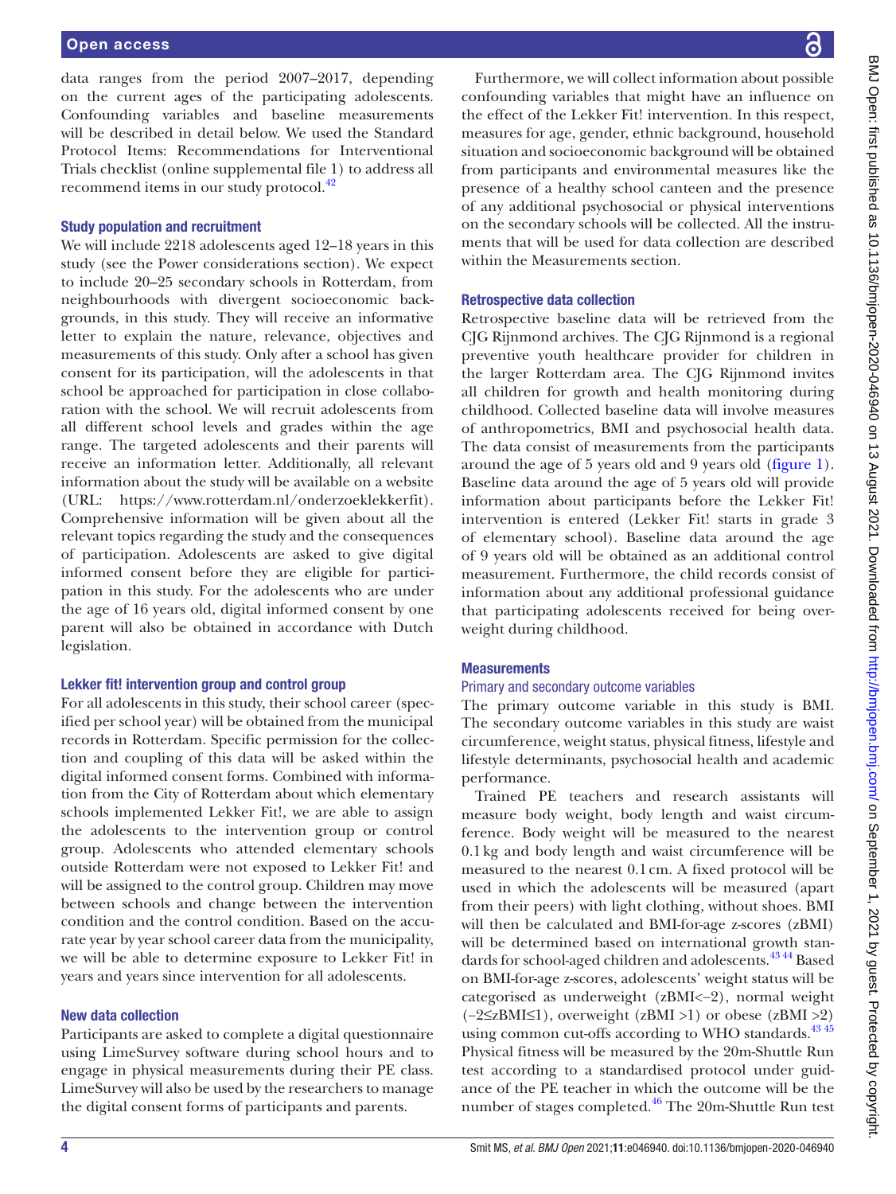data ranges from the period 2007–2017, depending on the current ages of the participating adolescents. Confounding variables and baseline measurements will be described in detail below. We used the Standard Protocol Items: Recommendations for Interventional Trials checklist (online supplemental file 1) to address all recommend items in our study protocol.[42]

### Study population and recruitment

We will include 2218 adolescents aged 12–18 years in this study (see the Power considerations section). We expect to include 20–25 secondary schools in Rotterdam, from neighbourhoods with divergent socioeconomic backgrounds, in this study. They will receive an informative letter to explain the nature, relevance, objectives and measurements of this study. Only after a school has given consent for its participation, will the adolescents in that school be approached for participation in close collaboration with the school. We will recruit adolescents from all different school levels and grades within the age range. The targeted adolescents and their parents will receive an information letter. Additionally, all relevant information about the study will be available on a website (URL: https://www.rotterdam.nl/onderzoeklekkerfit). Comprehensive information will be given about all the relevant topics regarding the study and the consequences of participation. Adolescents are asked to give digital informed consent before they are eligible for participation in this study. For the adolescents who are under the age of 16 years old, digital informed consent by one parent will also be obtained in accordance with Dutch legislation.

### Lekker fit! intervention group and control group

For all adolescents in this study, their school career (specified per school year) will be obtained from the municipal records in Rotterdam. Specific permission for the collection and coupling of this data will be asked within the digital informed consent forms. Combined with information from the City of Rotterdam about which elementary schools implemented Lekker Fit!, we are able to assign the adolescents to the intervention group or control group. Adolescents who attended elementary schools outside Rotterdam were not exposed to Lekker Fit! and will be assigned to the control group. Children may move between schools and change between the intervention condition and the control condition. Based on the accurate year by year school career data from the municipality, we will be able to determine exposure to Lekker Fit! in years and years since intervention for all adolescents.

### New data collection

Participants are asked to complete a digital questionnaire using LimeSurvey software during school hours and to engage in physical measurements during their PE class. LimeSurvey will also be used by the researchers to manage the digital consent forms of participants and parents.

Furthermore, we will collect information about possible confounding variables that might have an influence on the effect of the Lekker Fit! intervention. In this respect, measures for age, gender, ethnic background, household situation and socioeconomic background will be obtained from participants and environmental measures like the presence of a healthy school canteen and the presence of any additional psychosocial or physical interventions on the secondary schools will be collected. All the instruments that will be used for data collection are described within the Measurements section.

### Retrospective data collection

Retrospective baseline data will be retrieved from the CJG Rijnmond archives. The CJG Rijnmond is a regional preventive youth healthcare provider for children in the larger Rotterdam area. The CJG Rijnmond invites all children for growth and health monitoring during childhood. Collected baseline data will involve measures of anthropometrics, BMI and psychosocial health data. The data consist of measurements from the participants around the age of 5 years old and 9 years old (figure 1). Baseline data around the age of 5 years old will provide information about participants before the Lekker Fit! intervention is entered (Lekker Fit! starts in grade 3 of elementary school). Baseline data around the age of 9 years old will be obtained as an additional control measurement. Furthermore, the child records consist of information about any additional professional guidance that participating adolescents received for being overweight during childhood.

### Measurements

#### Primary and secondary outcome variables

The primary outcome variable in this study is BMI. The secondary outcome variables in this study are waist circumference, weight status, physical fitness, lifestyle and lifestyle determinants, psychosocial health and academic performance.

Trained PE teachers and research assistants will measure body weight, body length and waist circumference. Body weight will be measured to the nearest 0.1 kg and body length and waist circumference will be measured to the nearest 0.1 cm. A fixed protocol will be used in which the adolescents will be measured (apart from their peers) with light clothing, without shoes. BMI will then be calculated and BMI-for-age z-scores (zBMI) will be determined based on international growth standards for school-aged children and adolescents.[43,44] Based on BMI-for-age z-scores, adolescents' weight status will be categorised as underweight ($zBMI<-2$), normal weight ($-2 \leq zBMI \leq 1$), overweight ($zBMI > 1$) or obese ($zBMI > 2$) using common cut-offs according to WHO standards.[43,45] Physical fitness will be measured by the 20m-Shuttle Run test according to a standardised protocol under guidance of the PE teacher in which the outcome will be the number of stages completed.[46] The 20m-Shuttle Run test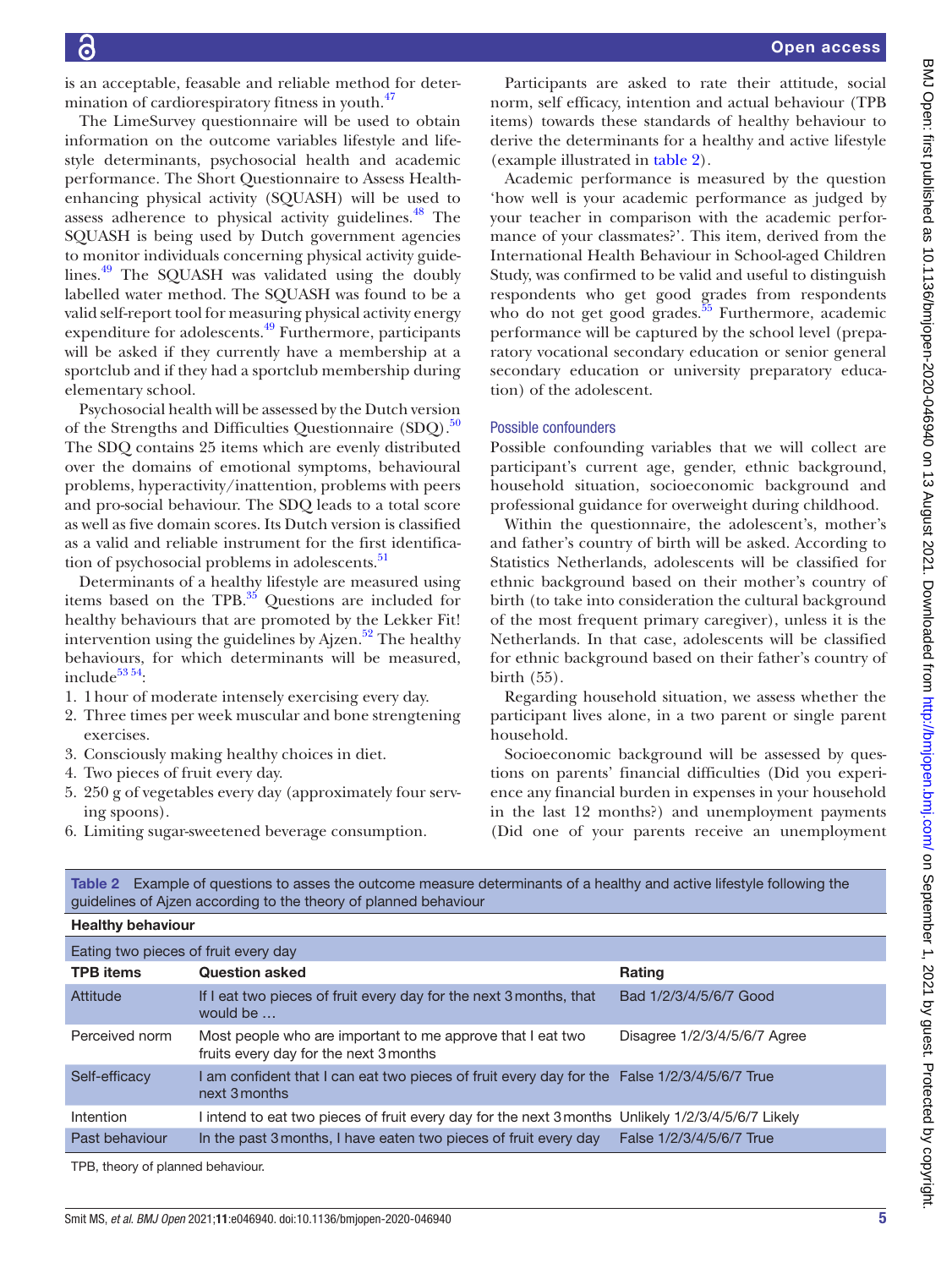is an acceptable, feasable and reliable method for determination of cardiorespiratory fitness in youth.[47]

The LimeSurvey questionnaire will be used to obtain information on the outcome variables lifestyle and lifestyle determinants, psychosocial health and academic performance. The Short Questionnaire to Assess Health-enhancing physical activity (SQUASH) will be used to assess adherence to physical activity guidelines.[48] The SQUASH is being used by Dutch government agencies to monitor individuals concerning physical activity guidelines.[49] The SQUASH was validated using the doubly labelled water method. The SQUASH was found to be a valid self-report tool for measuring physical activity energy expenditure for adolescents.[49] Furthermore, participants will be asked if they currently have a membership at a sportclub and if they had a sportclub membership during elementary school.

Psychosocial health will be assessed by the Dutch version of the Strengths and Difficulties Questionnaire (SDQ).[50] The SDQ contains 25 items which are evenly distributed over the domains of emotional symptoms, behavioural problems, hyperactivity/inattention, problems with peers and pro-social behaviour. The SDQ leads to a total score as well as five domain scores. Its Dutch version is classified as a valid and reliable instrument for the first identification of psychosocial problems in adolescents.[51]

Determinants of a healthy lifestyle are measured using items based on the TPB.[35] Questions are included for healthy behaviours that are promoted by the Lekker Fit! intervention using the guidelines by Ajzen.[52] The healthy behaviours, for which determinants will be measured, include[53,54]:

1. 1 hour of moderate intensely exercising every day.
2. Three times per week muscular and bone strengtening exercises.
3. Consciously making healthy choices in diet.
4. Two pieces of fruit every day.
5. 250 g of vegetables every day (approximately four serving spoons).
6. Limiting sugar-sweetened beverage consumption.

Participants are asked to rate their attitude, social norm, self efficacy, intention and actual behaviour (TPB items) towards these standards of healthy behaviour to derive the determinants for a healthy and active lifestyle (example illustrated in table 2).

Academic performance is measured by the question 'how well is your academic performance as judged by your teacher in comparison with the academic performance of your classmates?'. This item, derived from the International Health Behaviour in School-aged Children Study, was confirmed to be valid and useful to distinguish respondents who get good grades from respondents who do not get good grades.[55] Furthermore, academic performance will be captured by the school level (preparatory vocational secondary education or senior general secondary education or university preparatory education) of the adolescent.

### Possible confounders

Possible confounding variables that we will collect are participant's current age, gender, ethnic background, household situation, socioeconomic background and professional guidance for overweight during childhood.

Within the questionnaire, the adolescent's, mother's and father's country of birth will be asked. According to Statistics Netherlands, adolescents will be classified for ethnic background based on their mother's country of birth (to take into consideration the cultural background of the most frequent primary caregiver), unless it is the Netherlands. In that case, adolescents will be classified for ethnic background based on their father's country of birth (55).

Regarding household situation, we assess whether the participant lives alone, in a two parent or single parent household.

Socioeconomic background will be assessed by questions on parents' financial difficulties (Did you experience any financial burden in expenses in your household in the last 12 months?) and unemployment payments (Did one of your parents receive an unemployment

**Table 2** Example of questions to asses the outcome measure determinants of a healthy and active lifestyle following the guidelines of Ajzen according to the theory of planned behaviour

| **Healthy behaviour** | | |
|---|---|---|
| Eating two pieces of fruit every day | | |
| **TPB items** | **Question asked** | **Rating** |
| Attitude | If I eat two pieces of fruit every day for the next 3 months, that would be … | Bad 1/2/3/4/5/6/7 Good |
| Perceived norm | Most people who are important to me approve that I eat two fruits every day for the next 3 months | Disagree 1/2/3/4/5/6/7 Agree |
| Self-efficacy | I am confident that I can eat two pieces of fruit every day for the next 3 months | False 1/2/3/4/5/6/7 True |
| Intention | I intend to eat two pieces of fruit every day for the next 3 months | Unlikely 1/2/3/4/5/6/7 Likely |
| Past behaviour | In the past 3 months, I have eaten two pieces of fruit every day | False 1/2/3/4/5/6/7 True |

TPB, theory of planned behaviour.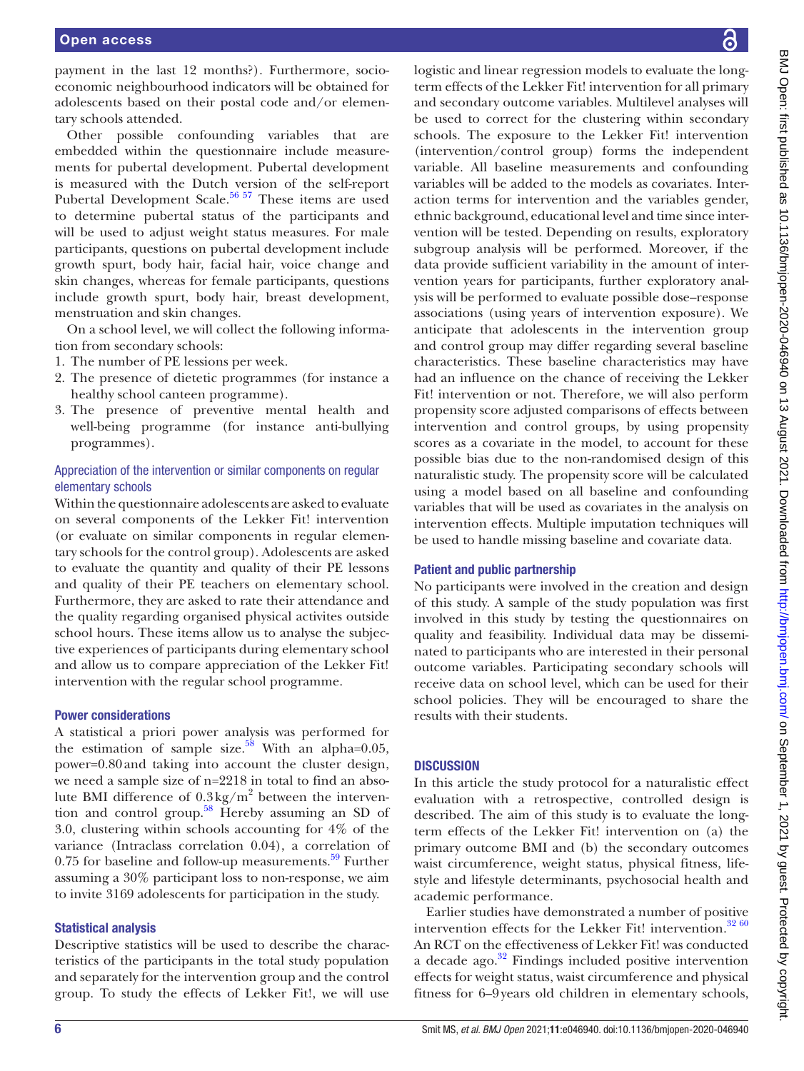payment in the last 12 months?). Furthermore, socio-economic neighbourhood indicators will be obtained for adolescents based on their postal code and/or elementary schools attended.

Other possible confounding variables that are embedded within the questionnaire include measurements for pubertal development. Pubertal development is measured with the Dutch version of the self-report Pubertal Development Scale.[56 57] These items are used to determine pubertal status of the participants and will be used to adjust weight status measures. For male participants, questions on pubertal development include growth spurt, body hair, facial hair, voice change and skin changes, whereas for female participants, questions include growth spurt, body hair, breast development, menstruation and skin changes.

On a school level, we will collect the following information from secondary schools:

1. The number of PE lessions per week.
2. The presence of dietetic programmes (for instance a healthy school canteen programme).
3. The presence of preventive mental health and well-being programme (for instance anti-bullying programmes).

### Appreciation of the intervention or similar components on regular elementary schools

Within the questionnaire adolescents are asked to evaluate on several components of the Lekker Fit! intervention (or evaluate on similar components in regular elementary schools for the control group). Adolescents are asked to evaluate the quantity and quality of their PE lessons and quality of their PE teachers on elementary school. Furthermore, they are asked to rate their attendance and the quality regarding organised physical activites outside school hours. These items allow us to analyse the subjective experiences of participants during elementary school and allow us to compare appreciation of the Lekker Fit! intervention with the regular school programme.

## Power considerations

A statistical a priori power analysis was performed for the estimation of sample size.[58] With an alpha=0.05, power=0.80 and taking into account the cluster design, we need a sample size of n=2218 in total to find an absolute BMI difference of 0.3 $kg/m^2$ between the intervention and control group.[58] Hereby assuming an SD of 3.0, clustering within schools accounting for 4% of the variance (Intraclass correlation 0.04), a correlation of 0.75 for baseline and follow-up measurements.[59] Further assuming a 30% participant loss to non-response, we aim to invite 3169 adolescents for participation in the study.

## Statistical analysis

Descriptive statistics will be used to describe the characteristics of the participants in the total study population and separately for the intervention group and the control group. To study the effects of Lekker Fit!, we will use logistic and linear regression models to evaluate the long-term effects of the Lekker Fit! intervention for all primary and secondary outcome variables. Multilevel analyses will be used to correct for the clustering within secondary schools. The exposure to the Lekker Fit! intervention (intervention/control group) forms the independent variable. All baseline measurements and confounding variables will be added to the models as covariates. Interaction terms for intervention and the variables gender, ethnic background, educational level and time since intervention will be tested. Depending on results, exploratory subgroup analysis will be performed. Moreover, if the data provide sufficient variability in the amount of intervention years for participants, further exploratory analysis will be performed to evaluate possible dose–response associations (using years of intervention exposure). We anticipate that adolescents in the intervention group and control group may differ regarding several baseline characteristics. These baseline characteristics may have had an influence on the chance of receiving the Lekker Fit! intervention or not. Therefore, we will also perform propensity score adjusted comparisons of effects between intervention and control groups, by using propensity scores as a covariate in the model, to account for these possible bias due to the non-randomised design of this naturalistic study. The propensity score will be calculated using a model based on all baseline and confounding variables that will be used as covariates in the analysis on intervention effects. Multiple imputation techniques will be used to handle missing baseline and covariate data.

## Patient and public partnership

No participants were involved in the creation and design of this study. A sample of the study population was first involved in this study by testing the questionnaires on quality and feasibility. Individual data may be disseminated to participants who are interested in their personal outcome variables. Participating secondary schools will receive data on school level, which can be used for their school policies. They will be encouraged to share the results with their students.

# DISCUSSION

In this article the study protocol for a naturalistic effect evaluation with a retrospective, controlled design is described. The aim of this study is to evaluate the long-term effects of the Lekker Fit! intervention on (a) the primary outcome BMI and (b) the secondary outcomes waist circumference, weight status, physical fitness, lifestyle and lifestyle determinants, psychosocial health and academic performance.

Earlier studies have demonstrated a number of positive intervention effects for the Lekker Fit! intervention.[32 60] An RCT on the effectiveness of Lekker Fit! was conducted a decade ago.[32] Findings included positive intervention effects for weight status, waist circumference and physical fitness for 6–9 years old children in elementary schools,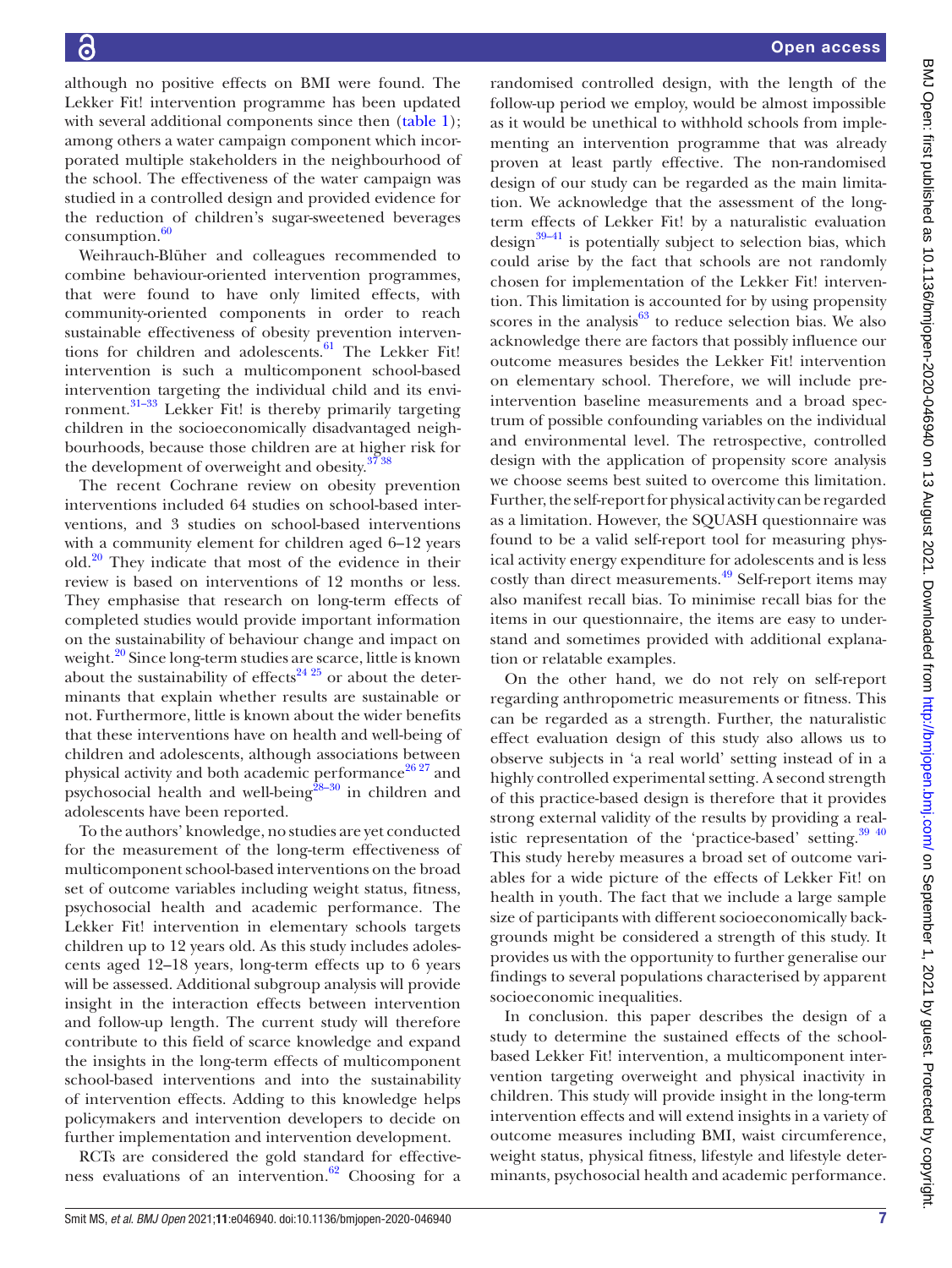although no positive effects on BMI were found. The Lekker Fit! intervention programme has been updated with several additional components since then (table 1); among others a water campaign component which incorporated multiple stakeholders in the neighbourhood of the school. The effectiveness of the water campaign was studied in a controlled design and provided evidence for the reduction of children's sugar-sweetened beverages consumption.[60]

Weihrauch-Blüher and colleagues recommended to combine behaviour-oriented intervention programmes, that were found to have only limited effects, with community-oriented components in order to reach sustainable effectiveness of obesity prevention interventions for children and adolescents.[61] The Lekker Fit! intervention is such a multicomponent school-based intervention targeting the individual child and its environment.[31–33] Lekker Fit! is thereby primarily targeting children in the socioeconomically disadvantaged neighbourhoods, because those children are at higher risk for the development of overweight and obesity.[37 38]

The recent Cochrane review on obesity prevention interventions included 64 studies on school-based interventions, and 3 studies on school-based interventions with a community element for children aged 6–12 years old.[20] They indicate that most of the evidence in their review is based on interventions of 12 months or less. They emphasise that research on long-term effects of completed studies would provide important information on the sustainability of behaviour change and impact on weight.[20] Since long-term studies are scarce, little is known about the sustainability of effects[24 25] or about the determinants that explain whether results are sustainable or not. Furthermore, little is known about the wider benefits that these interventions have on health and well-being of children and adolescents, although associations between physical activity and both academic performance[26 27] and psychosocial health and well-being[28–30] in children and adolescents have been reported.

To the authors' knowledge, no studies are yet conducted for the measurement of the long-term effectiveness of multicomponent school-based interventions on the broad set of outcome variables including weight status, fitness, psychosocial health and academic performance. The Lekker Fit! intervention in elementary schools targets children up to 12 years old. As this study includes adolescents aged 12–18 years, long-term effects up to 6 years will be assessed. Additional subgroup analysis will provide insight in the interaction effects between intervention and follow-up length. The current study will therefore contribute to this field of scarce knowledge and expand the insights in the long-term effects of multicomponent school-based interventions and into the sustainability of intervention effects. Adding to this knowledge helps policymakers and intervention developers to decide on further implementation and intervention development.

RCTs are considered the gold standard for effectiveness evaluations of an intervention.[62] Choosing for a randomised controlled design, with the length of the follow-up period we employ, would be almost impossible as it would be unethical to withhold schools from implementing an intervention programme that was already proven at least partly effective. The non-randomised design of our study can be regarded as the main limitation. We acknowledge that the assessment of the long-term effects of Lekker Fit! by a naturalistic evaluation design[39–41] is potentially subject to selection bias, which could arise by the fact that schools are not randomly chosen for implementation of the Lekker Fit! intervention. This limitation is accounted for by using propensity scores in the analysis[63] to reduce selection bias. We also acknowledge there are factors that possibly influence our outcome measures besides the Lekker Fit! intervention on elementary school. Therefore, we will include pre-intervention baseline measurements and a broad spectrum of possible confounding variables on the individual and environmental level. The retrospective, controlled design with the application of propensity score analysis we choose seems best suited to overcome this limitation. Further, the self-report for physical activity can be regarded as a limitation. However, the SQUASH questionnaire was found to be a valid self-report tool for measuring physical activity energy expenditure for adolescents and is less costly than direct measurements.[49] Self-report items may also manifest recall bias. To minimise recall bias for the items in our questionnaire, the items are easy to understand and sometimes provided with additional explanation or relatable examples.

On the other hand, we do not rely on self-report regarding anthropometric measurements or fitness. This can be regarded as a strength. Further, the naturalistic effect evaluation design of this study also allows us to observe subjects in 'a real world' setting instead of in a highly controlled experimental setting. A second strength of this practice-based design is therefore that it provides strong external validity of the results by providing a realistic representation of the 'practice-based' setting.[39 40] This study hereby measures a broad set of outcome variables for a wide picture of the effects of Lekker Fit! on health in youth. The fact that we include a large sample size of participants with different socioeconomically backgrounds might be considered a strength of this study. It provides us with the opportunity to further generalise our findings to several populations characterised by apparent socioeconomic inequalities.

In conclusion. this paper describes the design of a study to determine the sustained effects of the school-based Lekker Fit! intervention, a multicomponent intervention targeting overweight and physical inactivity in children. This study will provide insight in the long-term intervention effects and will extend insights in a variety of outcome measures including BMI, waist circumference, weight status, physical fitness, lifestyle and lifestyle determinants, psychosocial health and academic performance.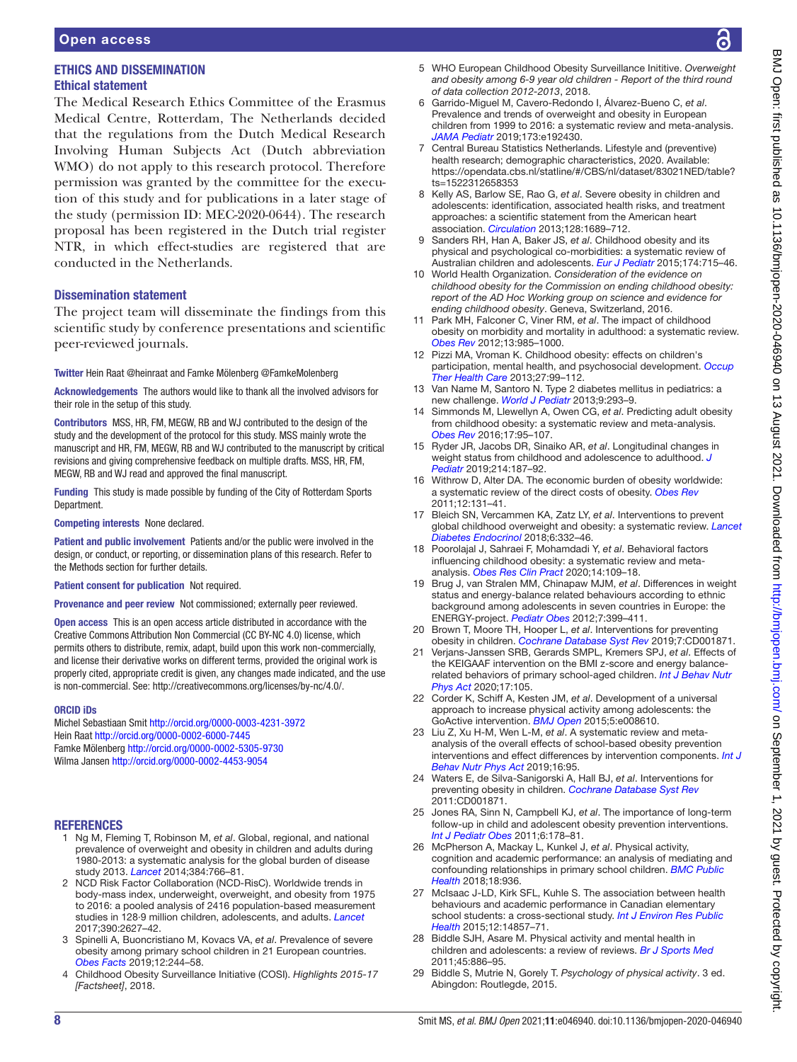## ETHICS AND DISSEMINATION

### Ethical statement

The Medical Research Ethics Committee of the Erasmus Medical Centre, Rotterdam, The Netherlands decided that the regulations from the Dutch Medical Research Involving Human Subjects Act (Dutch abbreviation WMO) do not apply to this research protocol. Therefore permission was granted by the committee for the execution of this study and for publications in a later stage of the study (permission ID: MEC-2020-0644). The research proposal has been registered in the Dutch trial register NTR, in which effect-studies are registered that are conducted in the Netherlands.

### Dissemination statement

The project team will disseminate the findings from this scientific study by conference presentations and scientific peer-reviewed journals.

**Twitter** Hein Raat @heinraat and Famke Mölenberg @FamkeMolenberg

**Acknowledgements** The authors would like to thank all the involved advisors for their role in the setup of this study.

**Contributors** MSS, HR, FM, MEGW, RB and WJ contributed to the design of the study and the development of the protocol for this study. MSS mainly wrote the manuscript and HR, FM, MEGW, RB and WJ contributed to the manuscript by critical revisions and giving comprehensive feedback on multiple drafts. MSS, HR, FM, MEGW, RB and WJ read and approved the final manuscript.

**Funding** This study is made possible by funding of the City of Rotterdam Sports Department.

**Competing interests** None declared.

**Patient and public involvement** Patients and/or the public were involved in the design, or conduct, or reporting, or dissemination plans of this research. Refer to the Methods section for further details.

**Patient consent for publication** Not required.

**Provenance and peer review** Not commissioned; externally peer reviewed.

**Open access** This is an open access article distributed in accordance with the Creative Commons Attribution Non Commercial (CC BY-NC 4.0) license, which permits others to distribute, remix, adapt, build upon this work non-commercially, and license their derivative works on different terms, provided the original work is properly cited, appropriate credit is given, any changes made indicated, and the use is non-commercial. See: http://creativecommons.org/licenses/by-nc/4.0/.

### ORCID iDs

Michel Sebastiaan Smit http://orcid.org/0000-0003-4231-3972
Hein Raat http://orcid.org/0000-0002-6000-7445
Famke Mölenberg http://orcid.org/0000-0002-5305-9730
Wilma Jansen http://orcid.org/0000-0002-4453-9054

## REFERENCES

1. Ng M, Fleming T, Robinson M, *et al*. Global, regional, and national prevalence of overweight and obesity in children and adults during 1980-2013: a systematic analysis for the global burden of disease study 2013. *Lancet* 2014;384:766–81.
2. NCD Risk Factor Collaboration (NCD-RisC). Worldwide trends in body-mass index, underweight, overweight, and obesity from 1975 to 2016: a pooled analysis of 2416 population-based measurement studies in 128·9 million children, adolescents, and adults. *Lancet* 2017;390:2627–42.
3. Spinelli A, Buoncristiano M, Kovacs VA, *et al*. Prevalence of severe obesity among primary school children in 21 European countries. *Obes Facts* 2019;12:244–58.
4. Childhood Obesity Surveillance Initiative (COSI). *Highlights 2015-17 [Factsheet]*, 2018.
5. WHO European Childhood Obesity Surveillance Inititive. *Overweight and obesity among 6-9 year old children - Report of the third round of data collection 2012-2013*, 2018.
6. Garrido-Miguel M, Cavero-Redondo I, Álvarez-Bueno C, *et al*. Prevalence and trends of overweight and obesity in European children from 1999 to 2016: a systematic review and meta-analysis. *JAMA Pediatr* 2019;173:e192430.
7. Central Bureau Statistics Netherlands. Lifestyle and (preventive) health research; demographic characteristics, 2020. Available: https://opendata.cbs.nl/statline/#/CBS/nl/dataset/83021NED/table?ts=1522312658353
8. Kelly AS, Barlow SE, Rao G, *et al*. Severe obesity in children and adolescents: identification, associated health risks, and treatment approaches: a scientific statement from the American heart association. *Circulation* 2013;128:1689–712.
9. Sanders RH, Han A, Baker JS, *et al*. Childhood obesity and its physical and psychological co-morbidities: a systematic review of Australian children and adolescents. *Eur J Pediatr* 2015;174:715–46.
10. World Health Organization. *Consideration of the evidence on childhood obesity for the Commission on ending childhood obesity: report of the AD Hoc Working group on science and evidence for ending childhood obesity*. Geneva, Switzerland, 2016.
11. Park MH, Falconer C, Viner RM, *et al*. The impact of childhood obesity on morbidity and mortality in adulthood: a systematic review. *Obes Rev* 2012;13:985–1000.
12. Pizzi MA, Vroman K. Childhood obesity: effects on children's participation, mental health, and psychosocial development. *Occup Ther Health Care* 2013;27:99–112.
13. Van Name M, Santoro N. Type 2 diabetes mellitus in pediatrics: a new challenge. *World J Pediatr* 2013;9:293–9.
14. Simmonds M, Llewellyn A, Owen CG, *et al*. Predicting adult obesity from childhood obesity: a systematic review and meta-analysis. *Obes Rev* 2016;17:95–107.
15. Ryder JR, Jacobs DR, Sinaiko AR, *et al*. Longitudinal changes in weight status from childhood and adolescence to adulthood. *J Pediatr* 2019;214:187–92.
16. Withrow D, Alter DA. The economic burden of obesity worldwide: a systematic review of the direct costs of obesity. *Obes Rev* 2011;12:131–41.
17. Bleich SN, Vercammen KA, Zatz LY, *et al*. Interventions to prevent global childhood overweight and obesity: a systematic review. *Lancet Diabetes Endocrinol* 2018;6:332–46.
18. Poorolajal J, Sahraei F, Mohamdadi Y, *et al*. Behavioral factors influencing childhood obesity: a systematic review and meta-analysis. *Obes Res Clin Pract* 2020;14:109–18.
19. Brug J, van Stralen MM, Chinapaw MJM, *et al*. Differences in weight status and energy-balance related behaviours according to ethnic background among adolescents in seven countries in Europe: the ENERGY-project. *Pediatr Obes* 2012;7:399–411.
20. Brown T, Moore TH, Hooper L, *et al*. Interventions for preventing obesity in children. *Cochrane Database Syst Rev* 2019;7:CD001871.
21. Verjans-Janssen SRB, Gerards SMPL, Kremers SPJ, *et al*. Effects of the KEIGAAF intervention on the BMI z-score and energy balance-related behaviors of primary school-aged children. *Int J Behav Nutr Phys Act* 2020;17:105.
22. Corder K, Schiff A, Kesten JM, *et al*. Development of a universal approach to increase physical activity among adolescents: the GoActive intervention. *BMJ Open* 2015;5:e008610.
23. Liu Z, Xu H-M, Wen L-M, *et al*. A systematic review and meta-analysis of the overall effects of school-based obesity prevention interventions and effect differences by intervention components. *Int J Behav Nutr Phys Act* 2019;16:95.
24. Waters E, de Silva-Sanigorski A, Hall BJ, *et al*. Interventions for preventing obesity in children. *Cochrane Database Syst Rev* 2011:CD001871.
25. Jones RA, Sinn N, Campbell KJ, *et al*. The importance of long-term follow-up in child and adolescent obesity prevention interventions. *Int J Pediatr Obes* 2011;6:178–81.
26. McPherson A, Mackay L, Kunkel J, *et al*. Physical activity, cognition and academic performance: an analysis of mediating and confounding relationships in primary school children. *BMC Public Health* 2018;18:936.
27. McIsaac J-LD, Kirk SFL, Kuhle S. The association between health behaviours and academic performance in Canadian elementary school students: a cross-sectional study. *Int J Environ Res Public Health* 2015;12:14857–71.
28. Biddle SJH, Asare M. Physical activity and mental health in children and adolescents: a review of reviews. *Br J Sports Med* 2011;45:886–95.
29. Biddle S, Mutrie N, Gorely T. *Psychology of physical activity*. 3 ed. Abingdon: Routlegde, 2015.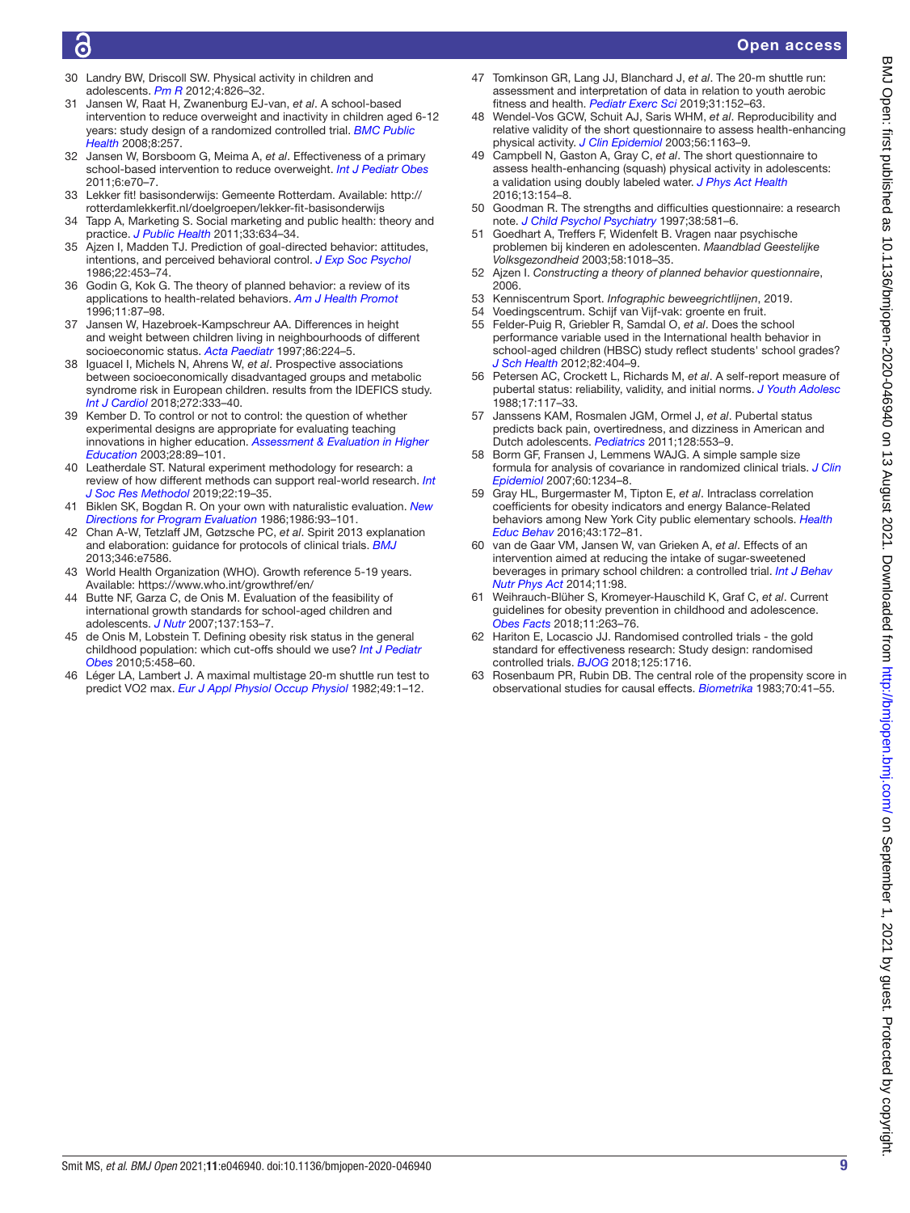30 Landry BW, Driscoll SW. Physical activity in children and adolescents. *Pm R* 2012;4:826–32.
31 Jansen W, Raat H, Zwanenburg EJ-van, *et al*. A school-based intervention to reduce overweight and inactivity in children aged 6-12 years: study design of a randomized controlled trial. *BMC Public Health* 2008;8:257.
32 Jansen W, Borsboom G, Meima A, *et al*. Effectiveness of a primary school-based intervention to reduce overweight. *Int J Pediatr Obes* 2011;6:e70–7.
33 Lekker fit! basisonderwijs: Gemeente Rotterdam. Available: http://rotterdamlekkerfit.nl/doelgroepen/lekker-fit-basisonderwijs
34 Tapp A, Marketing S. Social marketing and public health: theory and practice. *J Public Health* 2011;33:634–34.
35 Ajzen I, Madden TJ. Prediction of goal-directed behavior: attitudes, intentions, and perceived behavioral control. *J Exp Soc Psychol* 1986;22:453–74.
36 Godin G, Kok G. The theory of planned behavior: a review of its applications to health-related behaviors. *Am J Health Promot* 1996;11:87–98.
37 Jansen W, Hazebroek-Kampschreur AA. Differences in height and weight between children living in neighbourhoods of different socioeconomic status. *Acta Paediatr* 1997;86:224–5.
38 Iguacel I, Michels N, Ahrens W, *et al*. Prospective associations between socioeconomically disadvantaged groups and metabolic syndrome risk in European children. results from the IDEFICS study. *Int J Cardiol* 2018;272:333–40.
39 Kember D. To control or not to control: the question of whether experimental designs are appropriate for evaluating teaching innovations in higher education. *Assessment & Evaluation in Higher Education* 2003;28:89–101.
40 Leatherdale ST. Natural experiment methodology for research: a review of how different methods can support real-world research. *Int J Soc Res Methodol* 2019;22:19–35.
41 Biklen SK, Bogdan R. On your own with naturalistic evaluation. *New Directions for Program Evaluation* 1986;1986:93–101.
42 Chan A-W, Tetzlaff JM, Gøtzsche PC, *et al*. Spirit 2013 explanation and elaboration: guidance for protocols of clinical trials. *BMJ* 2013;346:e7586.
43 World Health Organization (WHO). Growth reference 5-19 years. Available: https://www.who.int/growthref/en/
44 Butte NF, Garza C, de Onis M. Evaluation of the feasibility of international growth standards for school-aged children and adolescents. *J Nutr* 2007;137:153–7.
45 de Onis M, Lobstein T. Defining obesity risk status in the general childhood population: which cut-offs should we use? *Int J Pediatr Obes* 2010;5:458–60.
46 Léger LA, Lambert J. A maximal multistage 20-m shuttle run test to predict VO2 max. *Eur J Appl Physiol Occup Physiol* 1982;49:1–12.
47 Tomkinson GR, Lang JJ, Blanchard J, *et al*. The 20-m shuttle run: assessment and interpretation of data in relation to youth aerobic fitness and health. *Pediatr Exerc Sci* 2019;31:152–63.
48 Wendel-Vos GCW, Schuit AJ, Saris WHM, *et al*. Reproducibility and relative validity of the short questionnaire to assess health-enhancing physical activity. *J Clin Epidemiol* 2003;56:1163–9.
49 Campbell N, Gaston A, Gray C, *et al*. The short questionnaire to assess health-enhancing (squash) physical activity in adolescents: a validation using doubly labeled water. *J Phys Act Health* 2016;13:154–8.
50 Goodman R. The strengths and difficulties questionnaire: a research note. *J Child Psychol Psychiatry* 1997;38:581–6.
51 Goedhart A, Treffers F, Widenfelt B. Vragen naar psychische problemen bij kinderen en adolescenten. *Maandblad Geestelijke Volksgezondheid* 2003;58:1018–35.
52 Ajzen I. *Constructing a theory of planned behavior questionnaire*, 2006.
53 Kenniscentrum Sport. *Infographic beweegrichtlijnen*, 2019.
54 Voedingscentrum. Schijf van Vijf-vak: groente en fruit.
55 Felder-Puig R, Griebler R, Samdal O, *et al*. Does the school performance variable used in the International health behavior in school-aged children (HBSC) study reflect students' school grades? *J Sch Health* 2012;82:404–9.
56 Petersen AC, Crockett L, Richards M, *et al*. A self-report measure of pubertal status: reliability, validity, and initial norms. *J Youth Adolesc* 1988;17:117–33.
57 Janssens KAM, Rosmalen JGM, Ormel J, *et al*. Pubertal status predicts back pain, overtiredness, and dizziness in American and Dutch adolescents. *Pediatrics* 2011;128:553–9.
58 Borm GF, Fransen J, Lemmens WAJG. A simple sample size formula for analysis of covariance in randomized clinical trials. *J Clin Epidemiol* 2007;60:1234–8.
59 Gray HL, Burgermaster M, Tipton E, *et al*. Intraclass correlation coefficients for obesity indicators and energy Balance-Related behaviors among New York City public elementary schools. *Health Educ Behav* 2016;43:172–81.
60 van de Gaar VM, Jansen W, van Grieken A, *et al*. Effects of an intervention aimed at reducing the intake of sugar-sweetened beverages in primary school children: a controlled trial. *Int J Behav Nutr Phys Act* 2014;11:98.
61 Weihrauch-Blüher S, Kromeyer-Hauschild K, Graf C, *et al*. Current guidelines for obesity prevention in childhood and adolescence. *Obes Facts* 2018;11:263–76.
62 Hariton E, Locascio JJ. Randomised controlled trials - the gold standard for effectiveness research: Study design: randomised controlled trials. *BJOG* 2018;125:1716.
63 Rosenbaum PR, Rubin DB. The central role of the propensity score in observational studies for causal effects. *Biometrika* 1983;70:41–55.